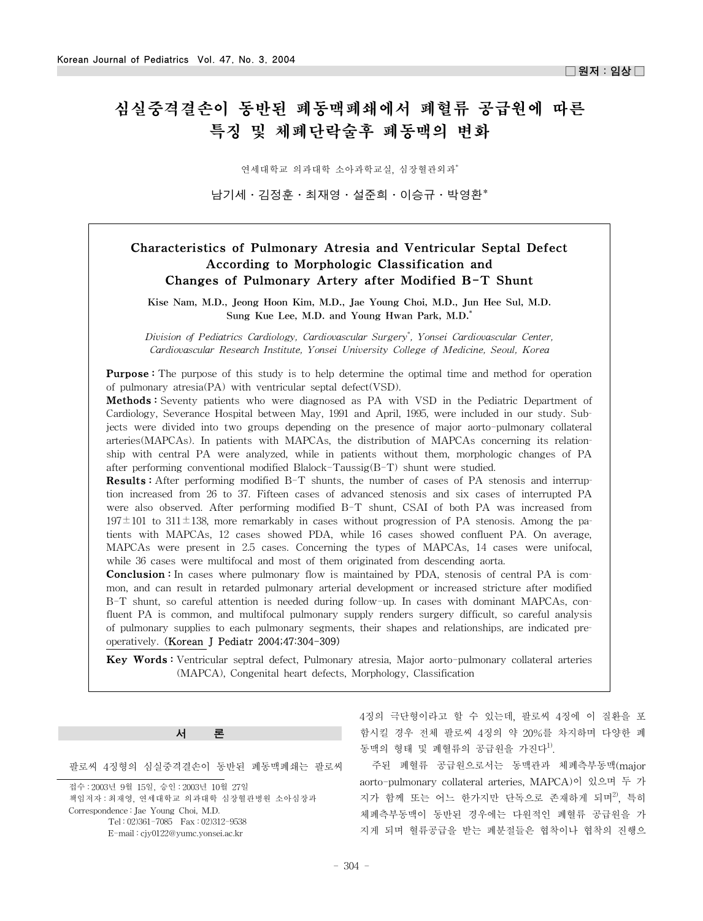□ 원저 : 임상 □

# 심실중격결손이 동반된 폐동맥폐쇄에서 폐혈류 공급원에 따른 특징 및 체폐단락술후 폐동맥의 변화

연세대학교 의과대학 소아과학교실, 심장혈관외과*

남기세 · 김정훈 · 최재영 · 설준희 · 이승규 · 박영환*

## Characteristics of Pulmonary Atresia and Ventricular Septal Defect According to Morphologic Classification and Changes of Pulmonary Artery after Modified B-T Shunt

**Kise Nam, M.D., Jeong Hoon Kim, M.D., Jae Young Choi, M.D., Jun Hee Sul, M.D. Sung Kue Lee, M.D. and Young Hwan Park, M.D.***

*Division of Pediatrics Cardiology, Cardiovascular Surgery*, Yonsei Cardiovascular Center, Cardiovascular Research Institute, Yonsei University College of Medicine, Seoul, Korea*

**Purpose :** The purpose of this study is to help determine the optimal time and method for operation of pulmonary atresia(PA) with ventricular septal defect(VSD).

**Methods :** Seventy patients who were diagnosed as PA with VSD in the Pediatric Department of Cardiology, Severance Hospital between May, 1991 and April, 1995, were included in our study. Subjects were divided into two groups depending on the presence of major aorto-pulmonary collateral arteries(MAPCAs). In patients with MAPCAs, the distribution of MAPCAs concerning its relationship with central PA were analyzed, while in patients without them, morphologic changes of PA after performing conventional modified Blalock-Taussig(B-T) shunt were studied.

**Results :** After performing modified B-T shunts, the number of cases of PA stenosis and interruption increased from 26 to 37. Fifteen cases of advanced stenosis and six cases of interrupted PA were also observed. After performing modified B-T shunt, CSAI of both PA was increased from $197 \pm 101$ to $311 \pm 138$, more remarkably in cases without progression of PA stenosis. Among the patients with MAPCAs, 12 cases showed PDA, while 16 cases showed confluent PA. On average, MAPCAs were present in 2.5 cases. Concerning the types of MAPCAs, 14 cases were unifocal, while 36 cases were multifocal and most of them originated from descending aorta.

**Conclusion :** In cases where pulmonary flow is maintained by PDA, stenosis of central PA is common, and can result in retarded pulmonary arterial development or increased stricture after modified B-T shunt, so careful attention is needed during follow-up. In cases with dominant MAPCAs, confluent PA is common, and multifocal pulmonary supply renders surgery difficult, so careful analysis of pulmonary supplies to each pulmonary segments, their shapes and relationships, are indicated preoperatively. (Korean J Pediatr 2004;47:304-309)

**Key Words :** Ventricular septal defect, Pulmonary atresia, Major aorto-pulmonary collateral arteries (MAPCA), Congenital heart defects, Morphology, Classification

## 서 론

팔로씨 4징형의 심실중격결손이 동반된 폐동맥폐쇄는 팔로씨 4징의 극단형이라고 할 수 있는데, 팔로씨 4징에 이 질환을 포함시킬 경우 전체 팔로씨 4징의 약 20%를 차지하며 다양한 폐동맥의 형태 및 폐혈류의 공급원을 가진다[1].

주된 폐혈류 공급원으로서는 동맥관과 체폐측부동맥(major aorto-pulmonary collateral arteries, MAPCA)이 있으며 두 가지가 함께 또는 어느 한가지만 단독으로 존재하게 되며[2], 특히 체폐측부동맥이 동반된 경우에는 다원적인 폐혈류 공급원을 가지게 되며 혈류공급을 받는 폐분절들은 협착이나 협착의 진행으

접수 : 2003년 9월 15일, 승인 : 2003년 10월 27일
책임저자 : 최재영, 연세대학교 의과대학 심장혈관병원 소아심장과
Correspondence : Jae Young Choi, M.D.
Tel : 02)361-7085 Fax : 02)312-9538
E-mail : cjy0122@yumc.yonsei.ac.kr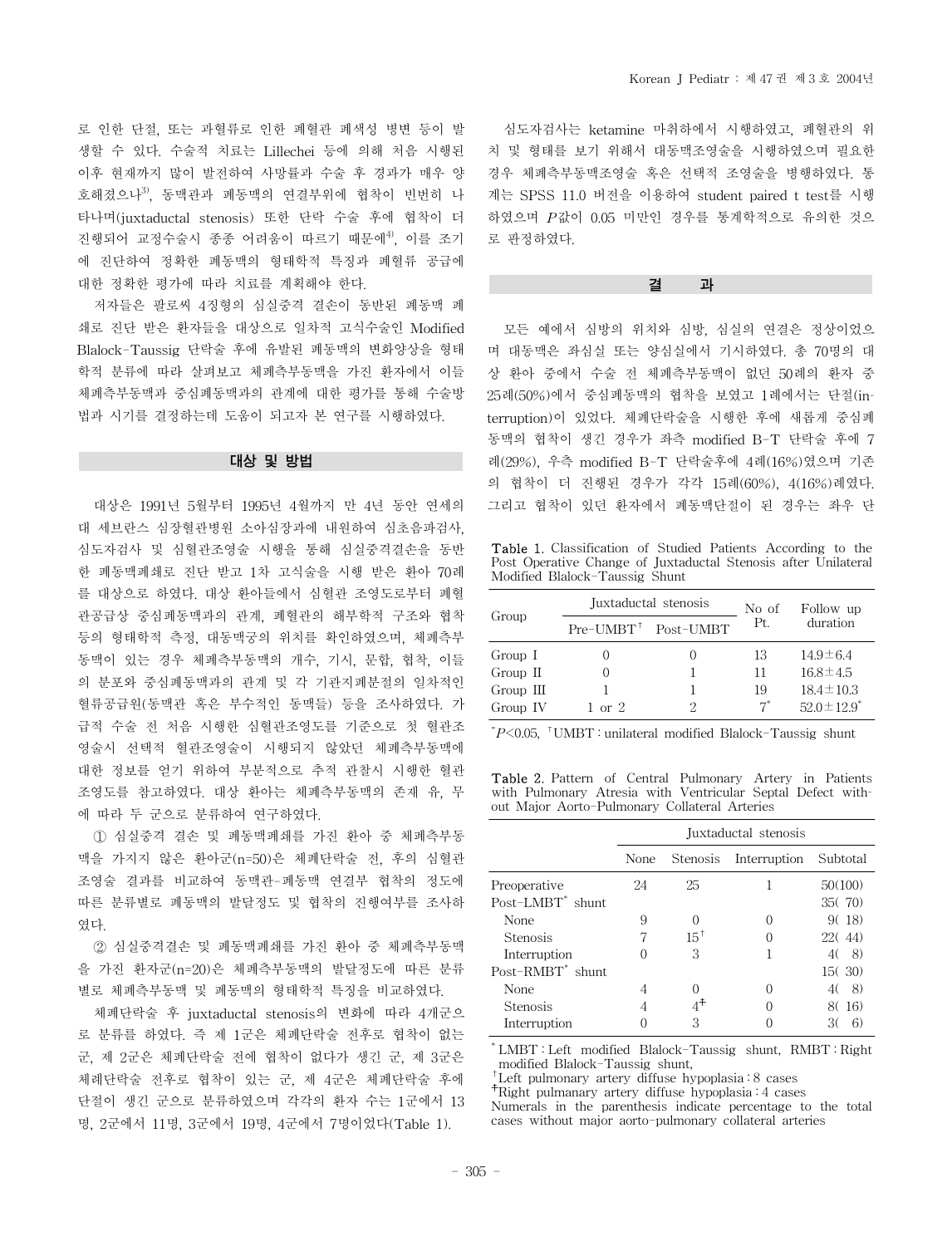로 인한 단절, 또는 과혈류로 인한 폐혈관 폐색성 병변 등이 발생할 수 있다. 수술적 치료는 Lillechei 등에 의해 처음 시행된 이후 현재까지 많이 발전하여 사망률과 수술 후 경과가 매우 양호해졌으나[3], 동맥관과 폐동맥의 연결부위에 협착이 빈번히 나타나며(juxtaductal stenosis) 또한 단락 수술 후에 협착이 더 진행되어 교정수술시 종종 어려움이 따르기 때문에[4], 이를 조기에 진단하여 정확한 폐동맥의 형태학적 특징과 폐혈류 공급에 대한 정확한 평가에 따라 치료를 계획해야 한다.

저자들은 팔로씨 4징형의 심실중격 결손이 동반된 폐동맥 폐쇄로 진단 받은 환자들을 대상으로 일차적 고식수술인 Modified Blalock-Taussig 단락술 후에 유발된 폐동맥의 변화양상을 형태학적 분류에 따라 살펴보고 체폐측부동맥을 가진 환자에서 이들 체폐측부동맥과 중심폐동맥과의 관계에 대한 평가를 통해 수술방법과 시기를 결정하는데 도움이 되고자 본 연구를 시행하였다.

## 대상 및 방법

대상은 1991년 5월부터 1995년 4월까지 만 4년 동안 연세의대 세브란스 심장혈관병원 소아심장과에 내원하여 심초음파검사, 심도자검사 및 심혈관조영술 시행을 통해 심실중격결손을 동반한 폐동맥폐쇄로 진단 받고 1차 고식술을 시행 받은 환아 70례를 대상으로 하였다. 대상 환아들에서 심혈관 조영도로부터 폐혈관공급상 중심폐동맥과의 관계, 폐혈관의 해부학적 구조와 협착 등의 형태학적 측정, 대동맥궁의 위치를 확인하였으며, 체폐측부동맥이 있는 경우 체폐측부동맥의 개수, 기시, 문합, 협착, 이들의 분포와 중심폐동맥과의 관계 및 각 기관지폐분절의 일차적인 혈류공급원(동맥관 혹은 부수적인 동맥들) 등을 조사하였다. 가급적 수술 전 처음 시행한 심혈관조영도를 기준으로 첫 혈관조영술시 선택적 혈관조영술이 시행되지 않았던 체폐측부동맥에 대한 정보를 얻기 위하여 부분적으로 추적 관찰시 시행한 혈관조영도를 참고하였다. 대상 환아는 체폐측부동맥의 존재 유, 무에 따라 두 군으로 분류하여 연구하였다.

① 심실중격 결손 및 폐동맥폐쇄를 가진 환아 중 체폐측부동맥을 가지지 않은 환아군(n=50)은 체폐단락술 전, 후의 심혈관조영술 결과를 비교하여 동맥관-폐동맥 연결부 협착의 정도에 따른 분류별로 폐동맥의 발달정도 및 협착의 진행여부를 조사하였다.

② 심실중격결손 및 폐동맥폐쇄를 가진 환아 중 체폐측부동맥을 가진 환자군(n=20)은 체폐측부동맥의 발달정도에 따른 분류별로 체폐측부동맥 및 폐동맥의 형태학적 특징을 비교하였다.

체폐단락술 후 juxtaductal stenosis의 변화에 따라 4개군으로 분류를 하였다. 즉 제 1군은 체폐단락술 전후로 협착이 없는 군, 제 2군은 체폐단락술 전에 협착이 없다가 생긴 군, 제 3군은 체폐단락술 전후로 협착이 있는 군, 제 4군은 체폐단락술 후에 단절이 생긴 군으로 분류하였으며 각각의 환자 수는 1군에서 13명, 2군에서 11명, 3군에서 19명, 4군에서 7명이었다(Table 1).

심도자검사는 ketamine 마취하에서 시행하였고, 폐혈관의 위치 및 형태를 보기 위해서 대동맥조영술을 시행하였으며 필요한 경우 체폐측부동맥조영술 혹은 선택적 조영술을 병행하였다. 통계는 SPSS 11.0 버전을 이용하여 student paired t test를 시행하였으며 $P$값이 0.05 미만인 경우를 통계학적으로 유의한 것으로 판정하였다.

## 결 과

모든 예에서 심방의 위치와 심방, 심실의 연결은 정상이었으며 대동맥은 좌심실 또는 양심실에서 기시하였다. 총 70명의 대상 환아 중에서 수술 전 체폐측부동맥이 없던 50례의 환자 중 25례(50%)에서 중심폐동맥의 협착을 보였고 1례에서는 단절(interruption)이 있었다. 체폐단락술을 시행한 후에 새롭게 중심폐동맥의 협착이 생긴 경우가 좌측 modified B-T 단락술 후에 7례(29%), 우측 modified B-T 단락술후에 4례(16%)였으며 기존의 협착이 더 진행된 경우가 각각 15례(60%), 4(16%)례였다. 그리고 협착이 있던 환자에서 폐동맥단절이 된 경우는 좌우 단

Table 1. Classification of Studied Patients According to the Post Operative Change of Juxtaductal Stenosis after Unilateral Modified Blalock-Taussig Shunt

| Group | Juxtaductal stenosis | | No of Pt. | Follow up duration |
|---|---|---|---|---|
| | Pre-UMBT[†] | Post-UMBT | | |
| Group I | 0 | 0 | 13 | 14.9±6.4 |
| Group II | 0 | 1 | 11 | 16.8±4.5 |
| Group III | 1 | 1 | 19 | 18.4±10.3 |
| Group IV | 1 or 2 | 2 | 7* | 52.0±12.9* |

*$P<0.05$, [†]UMBT : unilateral modified Blalock-Taussig shunt

Table 2. Pattern of Central Pulmonary Artery in Patients with Pulmonary Atresia with Ventricular Septal Defect without Major Aorto-Pulmonary Collateral Arteries

| | Juxtaductal stenosis | | | |
|---|---|---|---|---|
| | None | Stenosis | Interruption | Subtotal |
| Preoperative | 24 | 25 | 1 | 50(100) |
| Post-LMBT* shunt | | | | 35( 70) |
| None | 9 | 0 | 0 | 9( 18) |
| Stenosis | 7 | 15[†] | 0 | 22( 44) |
| Interruption | 0 | 3 | 1 | 4( 8) |
| Post-RMBT* shunt | | | | 15( 30) |
| None | 4 | 0 | 0 | 4( 8) |
| Stenosis | 4 | 4[‡] | 0 | 8( 16) |
| Interruption | 0 | 3 | 0 | 3( 6) |

*LMBT : Left modified Blalock-Taussig shunt, RMBT : Right modified Blalock-Taussig shunt,
[†]Left pulmonary artery diffuse hypoplasia : 8 cases
[‡]Right pulmanary artery diffuse hypoplasia : 4 cases
Numerals in the parenthesis indicate percentage to the total cases without major aorto-pulmonary collateral arteries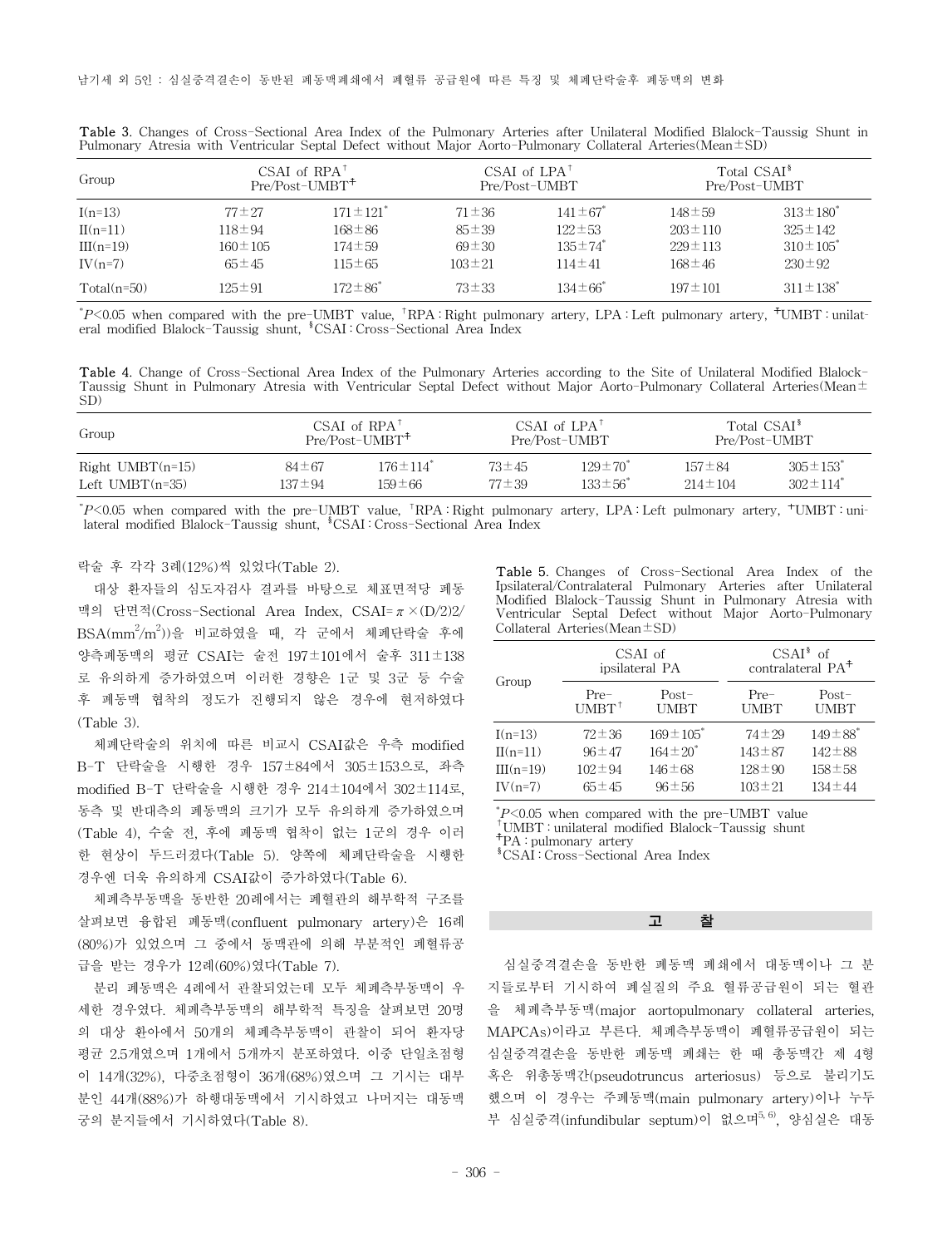**Table 3.** Changes of Cross-Sectional Area Index of the Pulmonary Arteries after Unilateral Modified Blalock-Taussig Shunt in Pulmonary Atresia with Ventricular Septal Defect without Major Aorto-Pulmonary Collateral Arteries(Mean±SD)

| Group | CSAI of RPA[†] Pre/Post-UMBT[‡] | | CSAI of LPA[†] Pre/Post-UMBT | | Total CSAI[§] Pre/Post-UMBT | |
|---|---|---|---|---|---|---|
| I(n=13) | 77±27 | 171±121* | 71±36 | 141±67* | 148±59 | 313±180* |
| II(n=11) | 118±94 | 168±86 | 85±39 | 122±53 | 203±110 | 325±142 |
| III(n=19) | 160±105 | 174±59 | 69±30 | 135±74* | 229±113 | 310±105* |
| IV(n=7) | 65±45 | 115±65 | 103±21 | 114±41 | 168±46 | 230±92 |
| Total(n=50) | 125±91 | 172±86* | 73±33 | 134±66* | 197±101 | 311±138* |

*$P<0.05$ when compared with the pre-UMBT value, [†]RPA : Right pulmonary artery, LPA : Left pulmonary artery, [‡]UMBT : unilateral modified Blalock-Taussig shunt, [§]CSAI : Cross-Sectional Area Index

**Table 4.** Change of Cross-Sectional Area Index of the Pulmonary Arteries according to the Site of Unilateral Modified Blalock-Taussig Shunt in Pulmonary Atresia with Ventricular Septal Defect without Major Aorto-Pulmonary Collateral Arteries(Mean±SD)

| Group | CSAI of RPA[†] Pre/Post-UMBT[‡] | | CSAI of LPA[†] Pre/Post-UMBT | | Total CSAI[§] Pre/Post-UMBT | |
|---|---|---|---|---|---|---|
| Right UMBT(n=15) | 84±67 | 176±114* | 73±45 | 129±70* | 157±84 | 305±153* |
| Left UMBT(n=35) | 137±94 | 159±66 | 77±39 | 133±56* | 214±104 | 302±114* |

*$P<0.05$ when compared with the pre-UMBT value, [†]RPA : Right pulmonary artery, LPA : Left pulmonary artery, [‡]UMBT : unilateral modified Blalock-Taussig shunt, [§]CSAI : Cross-Sectional Area Index

락술 후 각각 3례(12%)씩 있었다(Table 2).

대상 환자들의 심도자검사 결과를 바탕으로 체표면적당 폐동맥의 단면적(Cross-Sectional Area Index, CSAI= $\pi\times(D/2)2/BSA(mm^2/m^2)$)을 비교하였을 때, 각 군에서 체폐단락술 후에 양측폐동맥의 평균 CSAI는 술전 197±101에서 술후 311±138로 유의하게 증가하였으며 이러한 경향은 1군 및 3군 등 수술 후 폐동맥 협착의 정도가 진행되지 않은 경우에 현저하였다(Table 3).

체폐단락술의 위치에 따른 비교시 CSAI값은 우측 modified B-T 단락술을 시행한 경우 157±84에서 305±153으로, 좌측 modified B-T 단락술을 시행한 경우 214±104에서 302±114로, 동측 및 반대측의 폐동맥의 크기가 모두 유의하게 증가하였으며(Table 4), 수술 전, 후에 폐동맥 협착이 없는 1군의 경우 이러한 현상이 두드러졌다(Table 5). 양쪽에 체폐단락술을 시행한 경우엔 더욱 유의하게 CSAI값이 증가하였다(Table 6).

체폐측부동맥을 동반한 20례에서는 폐혈관의 해부학적 구조를 살펴보면 융합된 폐동맥(confluent pulmonary artery)은 16례(80%)가 있었으며 그 중에서 동맥관에 의해 부분적인 폐혈류공급을 받는 경우가 12례(60%)였다(Table 7).

분리 폐동맥은 4례에서 관찰되었는데 모두 체폐측부동맥이 우세한 경우였다. 체폐측부동맥의 해부학적 특징을 살펴보면 20명의 대상 환아에서 50개의 체폐측부동맥이 관찰이 되어 환자당 평균 2.5개였으며 1개에서 5개까지 분포하였다. 이중 단일초점형이 14개(32%), 다중초점형이 36개(68%)였으며 그 기시는 대부분인 44개(88%)가 하행대동맥에서 기시하였고 나머지는 대동맥궁의 분지들에서 기시하였다(Table 8).

**Table 5.** Changes of Cross-Sectional Area Index of the Ipsilateral/Contralateral Pulmonary Arteries after Unilateral Modified Blalock-Taussig Shunt in Pulmonary Atresia with Ventricular Septal Defect without Major Aorto-Pulmonary Collateral Arteries(Mean±SD)

| Group | CSAI of ipsilateral PA | | CSAI[§] of contralateral PA[‡] | |
|---|---|---|---|---|
| | Pre-UMBT[†] | Post-UMBT | Pre-UMBT | Post-UMBT |
| I(n=13) | 72±36 | 169±105* | 74±29 | 149±88* |
| II(n=11) | 96±47 | 164±20* | 143±87 | 142±88 |
| III(n=19) | 102±94 | 146±68 | 128±90 | 158±58 |
| IV(n=7) | 65±45 | 96±56 | 103±21 | 134±44 |

*$P<0.05$ when compared with the pre-UMBT value
[†]UMBT : unilateral modified Blalock-Taussig shunt
[‡]PA : pulmonary artery
[§]CSAI : Cross-Sectional Area Index

## 고 찰

심실중격결손을 동반한 폐동맥 폐쇄에서 대동맥이나 그 분지들로부터 기시하여 폐실질의 주요 혈류공급원이 되는 혈관을 체폐측부동맥(major aortopulmonary collateral arteries, MAPCAs)이라고 부른다. 체폐측부동맥이 폐혈류공급원이 되는 심실중격결손을 동반한 폐동맥 폐쇄는 한 때 총동맥간 제 4형 혹은 위총동맥간(pseudotruncus arteriosus) 등으로 불리기도 했으며 이 경우는 주폐동맥(main pulmonary artery)이나 누두부 심실중격(infundibular septum)이 없으며[5,6], 양심실은 대동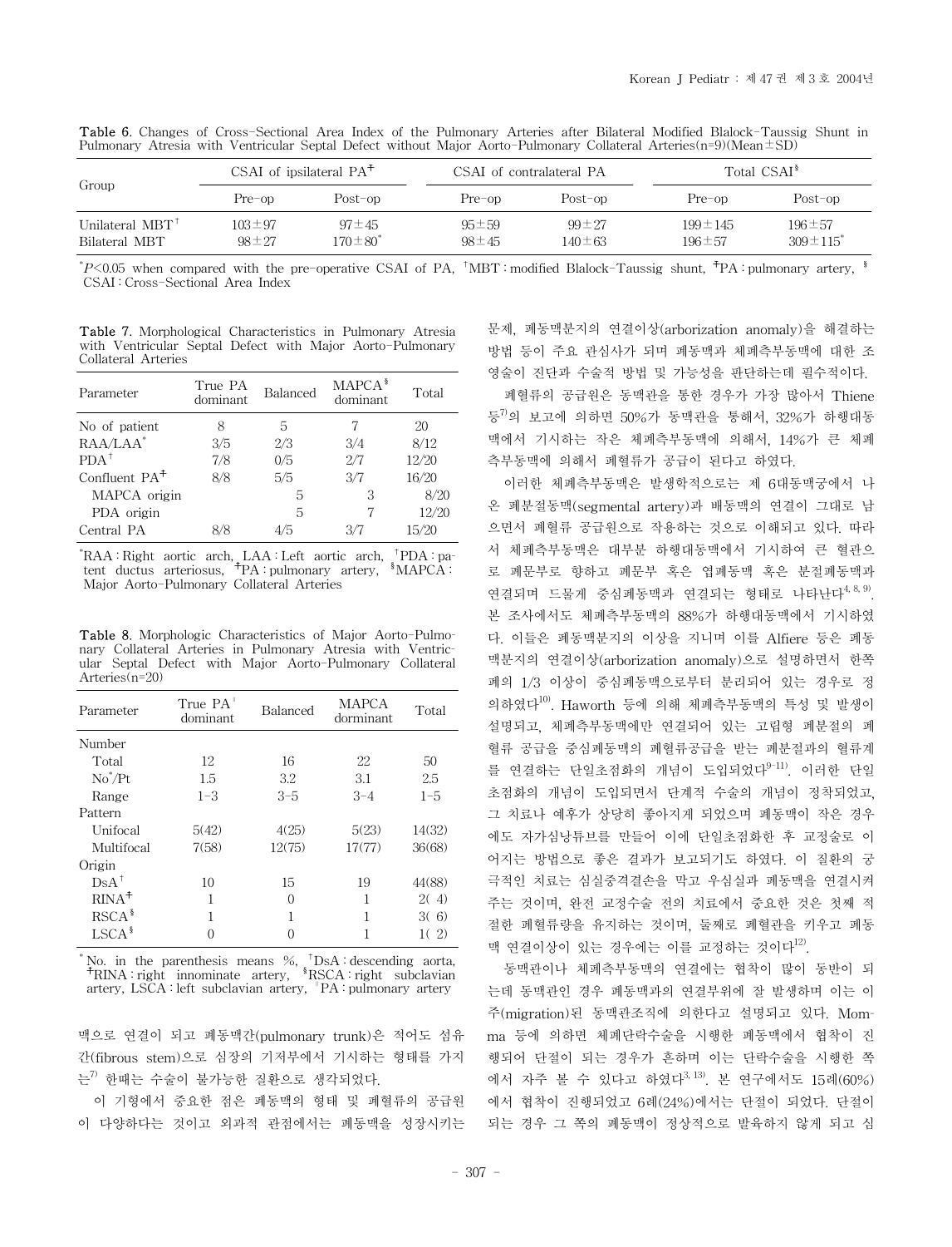**Table 6.** Changes of Cross-Sectional Area Index of the Pulmonary Arteries after Bilateral Modified Blalock-Taussig Shunt in Pulmonary Atresia with Ventricular Septal Defect without Major Aorto-Pulmonary Collateral Arteries(n=9)(Mean±SD)

| Group | CSAI of ipsilateral PA‡ | | CSAI of contralateral PA | | Total CSAI§ | |
|---|---|---|---|---|---|---|
| | Pre-op | Post-op | Pre-op | Post-op | Pre-op | Post-op |
| Unilateral MBT† | 103±97 | 97±45 | 95±59 | 99±27 | 199±145 | 196±57 |
| Bilateral MBT | 98±27 | 170±80* | 98±45 | 140±63 | 196±57 | 309±115* |

*$P<0.05$ when compared with the pre-operative CSAI of PA, †MBT : modified Blalock-Taussig shunt, ‡PA : pulmonary artery, § CSAI : Cross-Sectional Area Index

**Table 7.** Morphological Characteristics in Pulmonary Atresia with Ventricular Septal Defect with Major Aorto-Pulmonary Collateral Arteries

| Parameter | True PA dominant | Balanced | MAPCA§ dominant | Total |
|---|---|---|---|---|
| No of patient | 8 | 5 | 7 | 20 |
| RAA/LAA* | 3/5 | 2/3 | 3/4 | 8/12 |
| PDA† | 7/8 | 0/5 | 2/7 | 12/20 |
| Confluent PA‡ | 8/8 | 5/5 | 3/7 | 16/20 |
| MAPCA origin | | 5 | 3 | 8/20 |
| PDA origin | | 5 | 7 | 12/20 |
| Central PA | 8/8 | 4/5 | 3/7 | 15/20 |

*RAA : Right aortic arch, LAA : Left aortic arch, †PDA : patent ductus arteriosus, ‡PA : pulmonary artery, §MAPCA : Major Aorto-Pulmonary Collateral Arteries

**Table 8.** Morphologic Characteristics of Major Aorto-Pulmonary Collateral Arteries in Pulmonary Atresia with Ventricular Septal Defect with Major Aorto-Pulmonary Collateral Arteries(n=20)

| Parameter | True PA∥ dominant | Balanced | MAPCA dorminant | Total |
|---|---|---|---|---|
| Number | | | | |
| Total | 12 | 16 | 22 | 50 |
| No*/Pt | 1.5 | 3.2 | 3.1 | 2.5 |
| Range | 1-3 | 3-5 | 3-4 | 1-5 |
| Pattern | | | | |
| Unifocal | 5(42) | 4(25) | 5(23) | 14(32) |
| Multifocal | 7(58) | 12(75) | 17(77) | 36(68) |
| Origin | | | | |
| DsA† | 10 | 15 | 19 | 44(88) |
| RINA‡ | 1 | 0 | 1 | 2( 4) |
| RSCA§ | 1 | 1 | 1 | 3( 6) |
| LSCA§ | 0 | 0 | 1 | 1( 2) |

* No. in the parenthesis means %, †DsA : descending aorta, ‡RINA : right innominate artery, §RSCA : right subclavian artery, LSCA : left subclavian artery, ∥PA : pulmonary artery

맥으로 연결이 되고 폐동맥간(pulmonary trunk)은 적어도 섬유간(fibrous stem)으로 심장의 기저부에서 기시하는 형태를 가지는[7] 한때는 수술이 불가능한 질환으로 생각되었다.

이 기형에서 중요한 점은 폐동맥의 형태 및 폐혈류의 공급원이 다양하다는 것이고 외과적 관점에서는 폐동맥을 성장시키는 문제, 폐동맥분지의 연결이상(arborization anomaly)을 해결하는 방법 등이 주요 관심사가 되며 폐동맥과 체폐측부동맥에 대한 조영술이 진단과 수술적 방법 및 가능성을 판단하는데 필수적이다.

폐혈류의 공급원은 동맥관을 통한 경우가 가장 많아서 Thiene 등[7]의 보고에 의하면 50%가 동맥관을 통해서, 32%가 하행대동맥에서 기시하는 작은 체폐측부동맥에 의해서, 14%가 큰 체폐측부동맥에 의해서 폐혈류가 공급이 된다고 하였다.

이러한 체폐측부동맥은 발생학적으로는 제 6대동맥궁에서 나온 폐분절동맥(segmental artery)과 배동맥의 연결이 그대로 남으면서 폐혈류 공급원으로 작용하는 것으로 이해되고 있다. 따라서 체폐측부동맥은 대부분 하행대동맥에서 기시하여 큰 혈관으로 폐문부로 향하고 폐문부 혹은 엽폐동맥 혹은 분절폐동맥과 연결되며 드물게 중심폐동맥과 연결되는 형태로 나타난다[4, 8, 9]. 본 조사에서도 체폐측부동맥의 88%가 하행대동맥에서 기시하였다. 이들은 폐동맥분지의 이상을 지니며 이를 Alfiere 등은 폐동맥분지의 연결이상(arborization anomaly)으로 설명하면서 한쪽 폐의 1/3 이상이 중심폐동맥으로부터 분리되어 있는 경우로 정의하였다[10]. Haworth 등에 의해 체폐측부동맥의 특성 및 발생이 설명되고, 체폐측부동맥에만 연결되어 있는 고립형 폐분절의 폐혈류 공급을 중심폐동맥의 폐혈류공급을 받는 폐분절과의 혈류계를 연결하는 단일초점화의 개념이 도입되었다[9-11]. 이러한 단일초점화의 개념이 도입되면서 단계적 수술의 개념이 정착되었고, 그 치료나 예후가 상당히 좋아지게 되었으며 폐동맥이 작은 경우에도 자가심낭튜브를 만들어 이에 단일초점화한 후 교정술로 이어지는 방법으로 좋은 결과가 보고되기도 하였다. 이 질환의 궁극적인 치료는 심실중격결손을 막고 우심실과 폐동맥을 연결시켜 주는 것이며, 완전 교정수술 전의 치료에서 중요한 것은 첫째 적절한 폐혈류량을 유지하는 것이며, 둘째로 폐혈관을 키우고 폐동맥 연결이상이 있는 경우에는 이를 교정하는 것이다[12].

동맥관이나 체폐측부동맥의 연결에는 협착이 많이 동반이 되는데 동맥관인 경우 폐동맥과의 연결부위에 잘 발생하며 이는 이주(migration)된 동맥관조직에 의한다고 설명되고 있다. Momma 등에 의하면 체폐단락수술을 시행한 폐동맥에서 협착이 진행되어 단절이 되는 경우가 흔하며 이는 단락수술을 시행한 쪽에서 자주 볼 수 있다고 하였다[3, 13]. 본 연구에서도 15례(60%)에서 협착이 진행되었고 6례(24%)에서는 단절이 되었다. 단절이 되는 경우 그 쪽의 폐동맥이 정상적으로 발육하지 않게 되고 심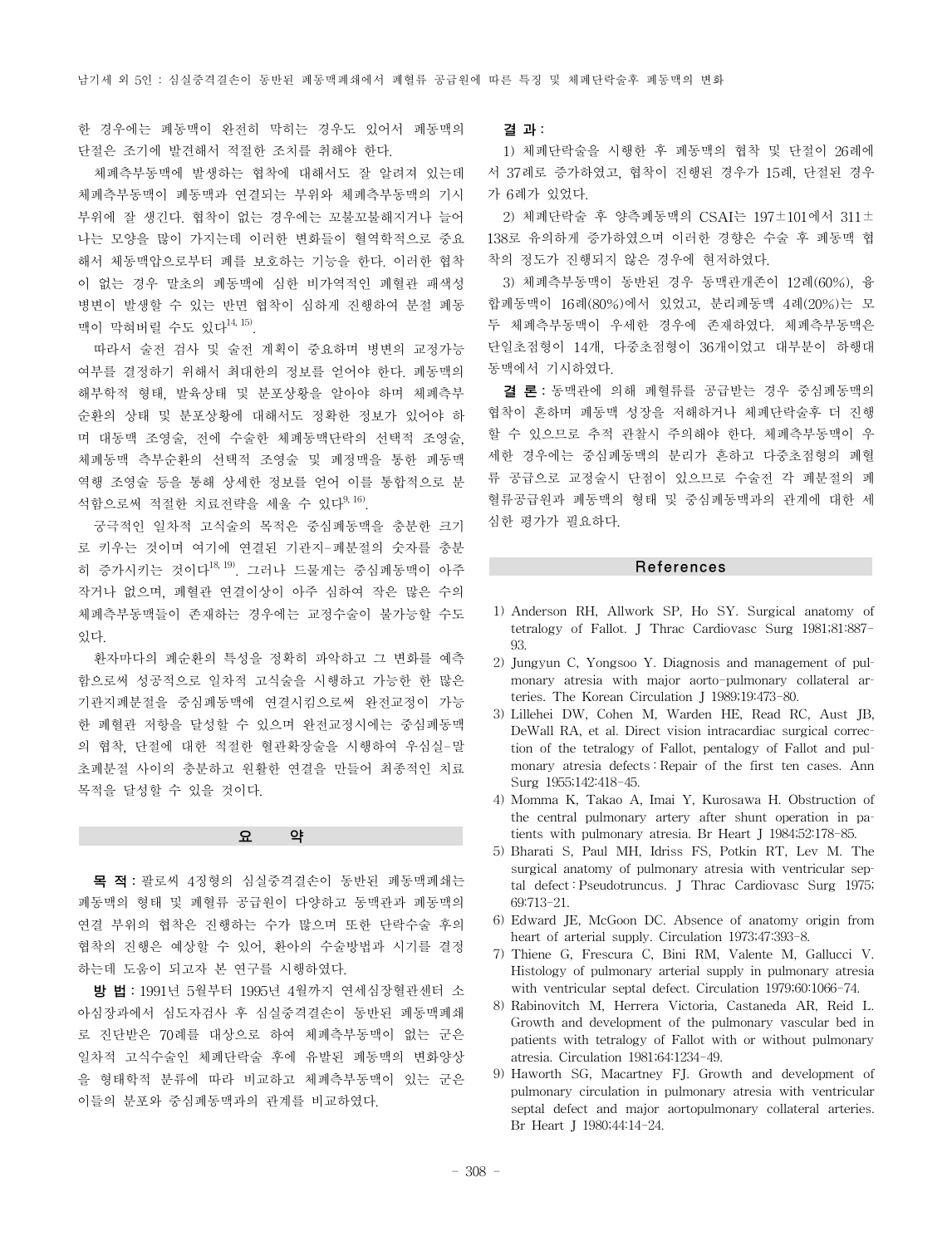한 경우에는 폐동맥이 완전히 막히는 경우도 있어서 폐동맥의 단절은 조기에 발견해서 적절한 조치를 취해야 한다.

체폐측부동맥에 발생하는 협착에 대해서도 잘 알려져 있는데 체폐측부동맥이 폐동맥과 연결되는 부위와 체폐측부동맥의 기시 부위에 잘 생긴다. 협착이 없는 경우에는 꼬불꼬불해지거나 늘어나는 모양을 많이 가지는데 이러한 변화들이 혈역학적으로 중요해서 체동맥압으로부터 폐를 보호하는 기능을 한다. 이러한 협착이 없는 경우 말초의 폐동맥에 심한 비가역적인 폐혈관 폐색성 병변이 발생할 수 있는 반면 협착이 심하게 진행하여 분절 폐동맥이 막혀버릴 수도 있다[14, 15].

따라서 술전 검사 및 술전 계획이 중요하며 병변의 교정가능 여부를 결정하기 위해서 최대한의 정보를 얻어야 한다. 폐동맥의 해부학적 형태, 발육상태 및 분포상황을 알아야 하며 체폐측부 순환의 상태 및 분포상황에 대해서도 정확한 정보가 있어야 하며 대동맥 조영술, 전에 수술한 체폐동맥단락의 선택적 조영술, 체폐동맥 측부순환의 선택적 조영술 및 폐정맥을 통한 폐동맥 역행 조영술 등을 통해 상세한 정보를 얻어 이를 통합적으로 분석함으로써 적절한 치료전략을 세울 수 있다[9, 16].

궁극적인 일차적 고식술의 목적은 중심폐동맥을 충분한 크기로 키우는 것이며 여기에 연결된 기관지-폐분절의 숫자를 충분히 증가시키는 것이다[18, 19]. 그러나 드물게는 중심폐동맥이 아주 작거나 없으며, 폐혈관 연결이상이 아주 심하여 작은 많은 수의 체폐측부동맥들이 존재하는 경우에는 교정수술이 불가능할 수도 있다.

환자마다의 폐순환의 특성을 정확히 파악하고 그 변화를 예측함으로써 성공적으로 일차적 고식술을 시행하고 가능한 한 많은 기관지폐분절을 중심폐동맥에 연결시킴으로써 완전교정이 가능한 폐혈관 저항을 달성할 수 있으며 완전교정시에는 중심폐동맥의 협착, 단절에 대한 적절한 혈관확장술을 시행하여 우심실-말초폐분절 사이의 충분하고 원활한 연결을 만들어 최종적인 치료목적을 달성할 수 있을 것이다.

## 요 약

**목 적 :** 팔로씨 4징형의 심실중격결손이 동반된 폐동맥폐쇄는 폐동맥의 형태 및 폐혈류 공급원이 다양하고 동맥관과 폐동맥의 연결 부위의 협착은 진행하는 수가 많으며 또한 단락수술 후의 협착의 진행은 예상할 수 있어, 환아의 수술방법과 시기를 결정하는데 도움이 되고자 본 연구를 시행하였다.

**방 법 :** 1991년 5월부터 1995년 4월까지 연세심장혈관센터 소아심장과에서 심도자검사 후 심실중격결손이 동반된 폐동맥폐쇄로 진단받은 70례를 대상으로 하여 체폐측부동맥이 없는 군은 일차적 고식수술인 체폐단락술 후에 유발된 폐동맥의 변화양상을 형태학적 분류에 따라 비교하고 체폐측부동맥이 있는 군은 이들의 분포와 중심폐동맥과의 관계를 비교하였다.

**결 과 :**

1) 체폐단락술을 시행한 후 폐동맥의 협착 및 단절이 26례에서 37례로 증가하였고, 협착이 진행된 경우가 15례, 단절된 경우가 6례가 있었다.

2) 체폐단락술 후 양측폐동맥의 CSAI는 197±101에서 311±138로 유의하게 증가하였으며 이러한 경향은 수술 후 폐동맥 협착의 정도가 진행되지 않은 경우에 현저하였다.

3) 체폐측부동맥이 동반된 경우 동맥관개존이 12례(60%), 융합폐동맥이 16례(80%)에서 있었고, 분리폐동맥 4례(20%)는 모두 체폐측부동맥이 우세한 경우에 존재하였다. 체폐측부동맥은 단일초점형이 14개, 다중초점형이 36개이었고 대부분이 하행대동맥에서 기시하였다.

**결 론 :** 동맥관에 의해 폐혈류를 공급받는 경우 중심폐동맥의 협착이 흔하며 폐동맥 성장을 저해하거나 체폐단락술후 더 진행할 수 있으므로 추적 관찰시 주의해야 한다. 체폐측부동맥이 우세한 경우에는 중심폐동맥의 분리가 흔하고 다중초점형의 폐혈류 공급으로 교정술시 단점이 있으므로 수술전 각 폐분절의 폐혈류공급원과 폐동맥의 형태 및 중심폐동맥과의 관계에 대한 세심한 평가가 필요하다.

## References

1) Anderson RH, Allwork SP, Ho SY. Surgical anatomy of tetralogy of Fallot. J Thrac Cardiovasc Surg 1981;81:887-93.
2) Jungyun C, Yongsoo Y. Diagnosis and management of pulmonary atresia with major aorto-pulmonary collateral arteries. The Korean Circulation J 1989;19:473-80.
3) Lillehei DW, Cohen M, Warden HE, Read RC, Aust JB, DeWall RA, et al. Direct vision intracardiac surgical correction of the tetralogy of Fallot, pentalogy of Fallot and pulmonary atresia defects : Repair of the first ten cases. Ann Surg 1955;142:418-45.
4) Momma K, Takao A, Imai Y, Kurosawa H. Obstruction of the central pulmonary artery after shunt operation in patients with pulmonary atresia. Br Heart J 1984;52:178-85.
5) Bharati S, Paul MH, Idriss FS, Potkin RT, Lev M. The surgical anatomy of pulmonary atresia with ventricular septal defect : Pseudotruncus. J Thrac Cardiovasc Surg 1975;69:713-21.
6) Edward JE, McGoon DC. Absence of anatomy origin from heart of arterial supply. Circulation 1973;47:393-8.
7) Thiene G, Frescura C, Bini RM, Valente M, Gallucci V. Histology of pulmonary arterial supply in pulmonary atresia with ventricular septal defect. Circulation 1979;60:1066-74.
8) Rabinovitch M, Herrera Victoria, Castaneda AR, Reid L. Growth and development of the pulmonary vascular bed in patients with tetralogy of Fallot with or without pulmonary atresia. Circulation 1981;64:1234-49.
9) Haworth SG, Macartney FJ. Growth and development of pulmonary circulation in pulmonary atresia with ventricular septal defect and major aortopulmonary collateral arteries. Br Heart J 1980;44:14-24.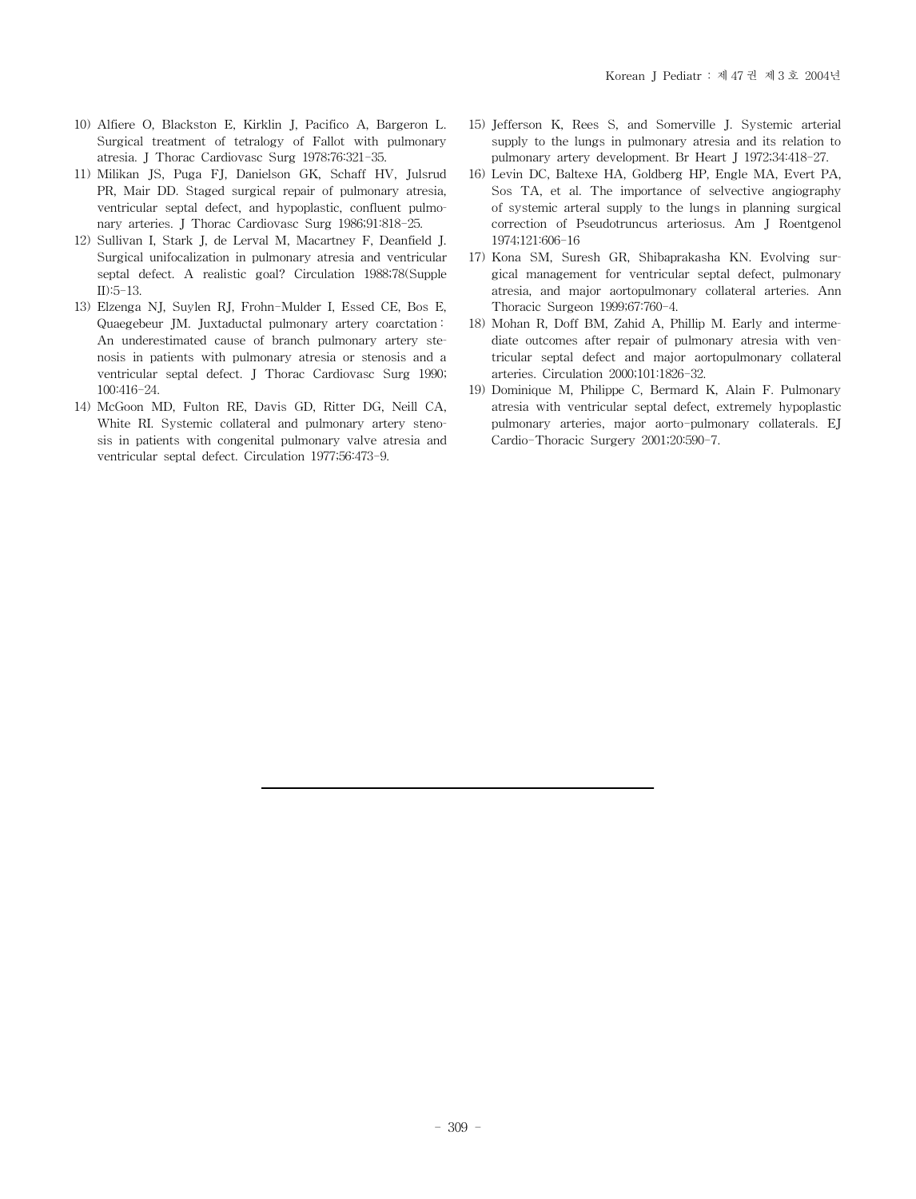10) Alfiere O, Blackston E, Kirklin J, Pacifico A, Bargeron L. Surgical treatment of tetralogy of Fallot with pulmonary atresia. J Thorac Cardiovasc Surg 1978;76:321-35.
11) Milikan JS, Puga FJ, Danielson GK, Schaff HV, Julsrud PR, Mair DD. Staged surgical repair of pulmonary atresia, ventricular septal defect, and hypoplastic, confluent pulmonary arteries. J Thorac Cardiovasc Surg 1986;91:818-25.
12) Sullivan I, Stark J, de Lerval M, Macartney F, Deanfield J. Surgical unifocalization in pulmonary atresia and ventricular septal defect. A realistic goal? Circulation 1988;78(Supple II):5-13.
13) Elzenga NJ, Suylen RJ, Frohn-Mulder I, Essed CE, Bos E, Quaegebeur JM. Juxtaductal pulmonary artery coarctation: An underestimated cause of branch pulmonary artery stenosis in patients with pulmonary atresia or stenosis and a ventricular septal defect. J Thorac Cardiovasc Surg 1990;100:416-24.
14) McGoon MD, Fulton RE, Davis GD, Ritter DG, Neill CA, White RI. Systemic collateral and pulmonary artery stenosis in patients with congenital pulmonary valve atresia and ventricular septal defect. Circulation 1977;56:473-9.
15) Jefferson K, Rees S, and Somerville J. Systemic arterial supply to the lungs in pulmonary atresia and its relation to pulmonary artery development. Br Heart J 1972;34:418-27.
16) Levin DC, Baltexe HA, Goldberg HP, Engle MA, Evert PA, Sos TA, et al. The importance of selvective angiography of systemic arteral supply to the lungs in planning surgical correction of Pseudotruncus arteriosus. Am J Roentgenol 1974;121:606-16
17) Kona SM, Suresh GR, Shibaprakasha KN. Evolving surgical management for ventricular septal defect, pulmonary atresia, and major aortopulmonary collateral arteries. Ann Thoracic Surgeon 1999;67:760-4.
18) Mohan R, Doff BM, Zahid A, Phillip M. Early and intermediate outcomes after repair of pulmonary atresia with ventricular septal defect and major aortopulmonary collateral arteries. Circulation 2000;101:1826-32.
19) Dominique M, Philippe C, Bermard K, Alain F. Pulmonary atresia with ventricular septal defect, extremely hypoplastic pulmonary arteries, major aorto-pulmonary collaterals. EJ Cardio-Thoracic Surgery 2001;20:590-7.